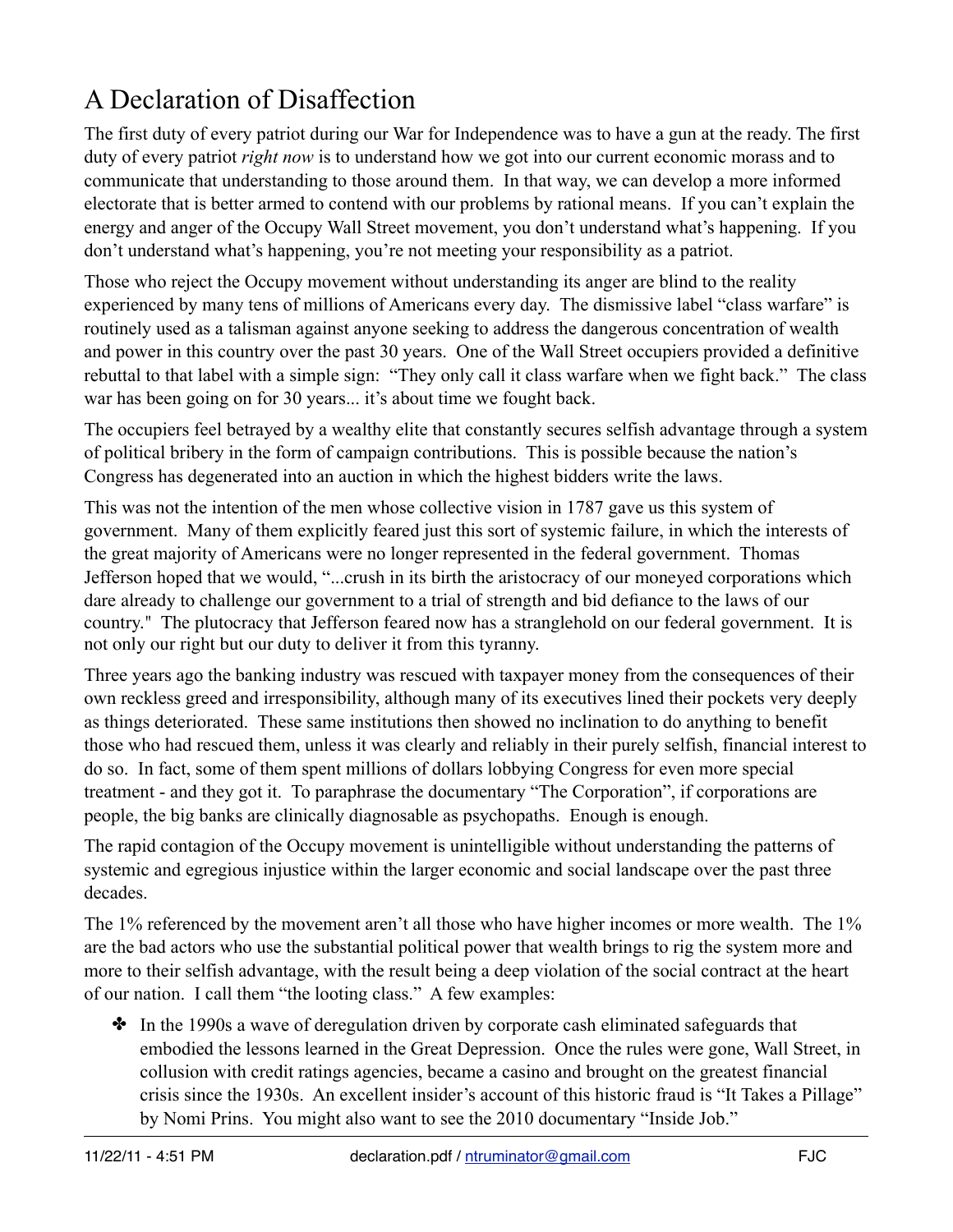# A Declaration of Disaffection

The first duty of every patriot during our War for Independence was to have a gun at the ready. The first duty of every patriot *right now* is to understand how we got into our current economic morass and to communicate that understanding to those around them. In that way, we can develop a more informed electorate that is better armed to contend with our problems by rational means. If you can't explain the energy and anger of the Occupy Wall Street movement, you don't understand what's happening. If you don't understand what's happening, you're not meeting your responsibility as a patriot.

Those who reject the Occupy movement without understanding its anger are blind to the reality experienced by many tens of millions of Americans every day. The dismissive label "class warfare" is routinely used as a talisman against anyone seeking to address the dangerous concentration of wealth and power in this country over the past 30 years. One of the Wall Street occupiers provided a definitive rebuttal to that label with a simple sign: "They only call it class warfare when we fight back." The class war has been going on for 30 years... it's about time we fought back.

The occupiers feel betrayed by a wealthy elite that constantly secures selfish advantage through a system of political bribery in the form of campaign contributions. This is possible because the nation's Congress has degenerated into an auction in which the highest bidders write the laws.

This was not the intention of the men whose collective vision in 1787 gave us this system of government. Many of them explicitly feared just this sort of systemic failure, in which the interests of the great majority of Americans were no longer represented in the federal government. Thomas Jefferson hoped that we would, "...crush in its birth the aristocracy of our moneyed corporations which dare already to challenge our government to a trial of strength and bid defiance to the laws of our country." The plutocracy that Jefferson feared now has a stranglehold on our federal government. It is not only our right but our duty to deliver it from this tyranny.

Three years ago the banking industry was rescued with taxpayer money from the consequences of their own reckless greed and irresponsibility, although many of its executives lined their pockets very deeply as things deteriorated. These same institutions then showed no inclination to do anything to benefit those who had rescued them, unless it was clearly and reliably in their purely selfish, financial interest to do so. In fact, some of them spent millions of dollars lobbying Congress for even more special treatment - and they got it. To paraphrase the documentary "The Corporation", if corporations are people, the big banks are clinically diagnosable as psychopaths. Enough is enough.

The rapid contagion of the Occupy movement is unintelligible without understanding the patterns of systemic and egregious injustice within the larger economic and social landscape over the past three decades.

The 1% referenced by the movement aren't all those who have higher incomes or more wealth. The 1% are the bad actors who use the substantial political power that wealth brings to rig the system more and more to their selfish advantage, with the result being a deep violation of the social contract at the heart of our nation. I call them "the looting class." A few examples:

- In the 1990s a wave of deregulation driven by corporate cash eliminated safeguards that embodied the lessons learned in the Great Depression. Once the rules were gone, Wall Street, in collusion with credit ratings agencies, became a casino and brought on the greatest financial crisis since the 1930s. An excellent insider's account of this historic fraud is "It Takes a Pillage" by Nomi Prins. You might also want to see the 2010 documentary "Inside Job."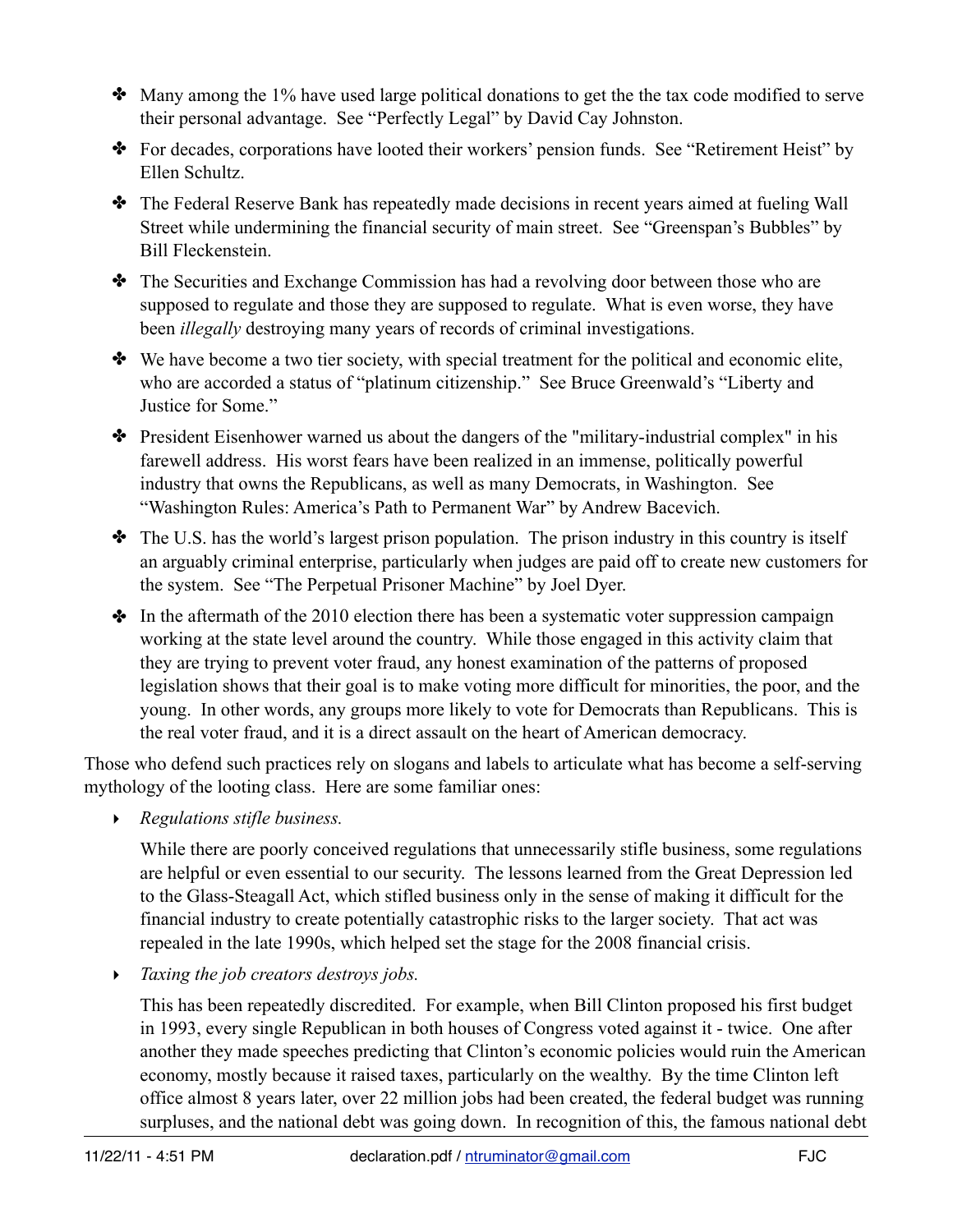- Many among the 1% have used large political donations to get the the tax code modified to serve their personal advantage. See "Perfectly Legal" by David Cay Johnston.
- For decades, corporations have looted their workers' pension funds. See "Retirement Heist" by Ellen Schultz.
- The Federal Reserve Bank has repeatedly made decisions in recent years aimed at fueling Wall Street while undermining the financial security of main street. See "Greenspan's Bubbles" by Bill Fleckenstein.
- The Securities and Exchange Commission has had a revolving door between those who are supposed to regulate and those they are supposed to regulate. What is even worse, they have been *illegally* destroying many years of records of criminal investigations.
- We have become a two tier society, with special treatment for the political and economic elite, who are accorded a status of "platinum citizenship." See Bruce Greenwald's "Liberty and Justice for Some."
- President Eisenhower warned us about the dangers of the "military-industrial complex" in his farewell address. His worst fears have been realized in an immense, politically powerful industry that owns the Republicans, as well as many Democrats, in Washington. See "Washington Rules: America's Path to Permanent War" by Andrew Bacevich.
- The U.S. has the world's largest prison population. The prison industry in this country is itself an arguably criminal enterprise, particularly when judges are paid off to create new customers for the system. See "The Perpetual Prisoner Machine" by Joel Dyer.
- In the aftermath of the 2010 election there has been a systematic voter suppression campaign working at the state level around the country. While those engaged in this activity claim that they are trying to prevent voter fraud, any honest examination of the patterns of proposed legislation shows that their goal is to make voting more difficult for minorities, the poor, and the young. In other words, any groups more likely to vote for Democrats than Republicans. This is the real voter fraud, and it is a direct assault on the heart of American democracy.

Those who defend such practices rely on slogans and labels to articulate what has become a self-serving mythology of the looting class. Here are some familiar ones:

- *Regulations stifle business.*

  While there are poorly conceived regulations that unnecessarily stifle business, some regulations are helpful or even essential to our security. The lessons learned from the Great Depression led to the Glass-Steagall Act, which stifled business only in the sense of making it difficult for the financial industry to create potentially catastrophic risks to the larger society. That act was repealed in the late 1990s, which helped set the stage for the 2008 financial crisis.

- *Taxing the job creators destroys jobs.*

  This has been repeatedly discredited. For example, when Bill Clinton proposed his first budget in 1993, every single Republican in both houses of Congress voted against it - twice. One after another they made speeches predicting that Clinton's economic policies would ruin the American economy, mostly because it raised taxes, particularly on the wealthy. By the time Clinton left office almost 8 years later, over 22 million jobs had been created, the federal budget was running surpluses, and the national debt was going down. In recognition of this, the famous national debt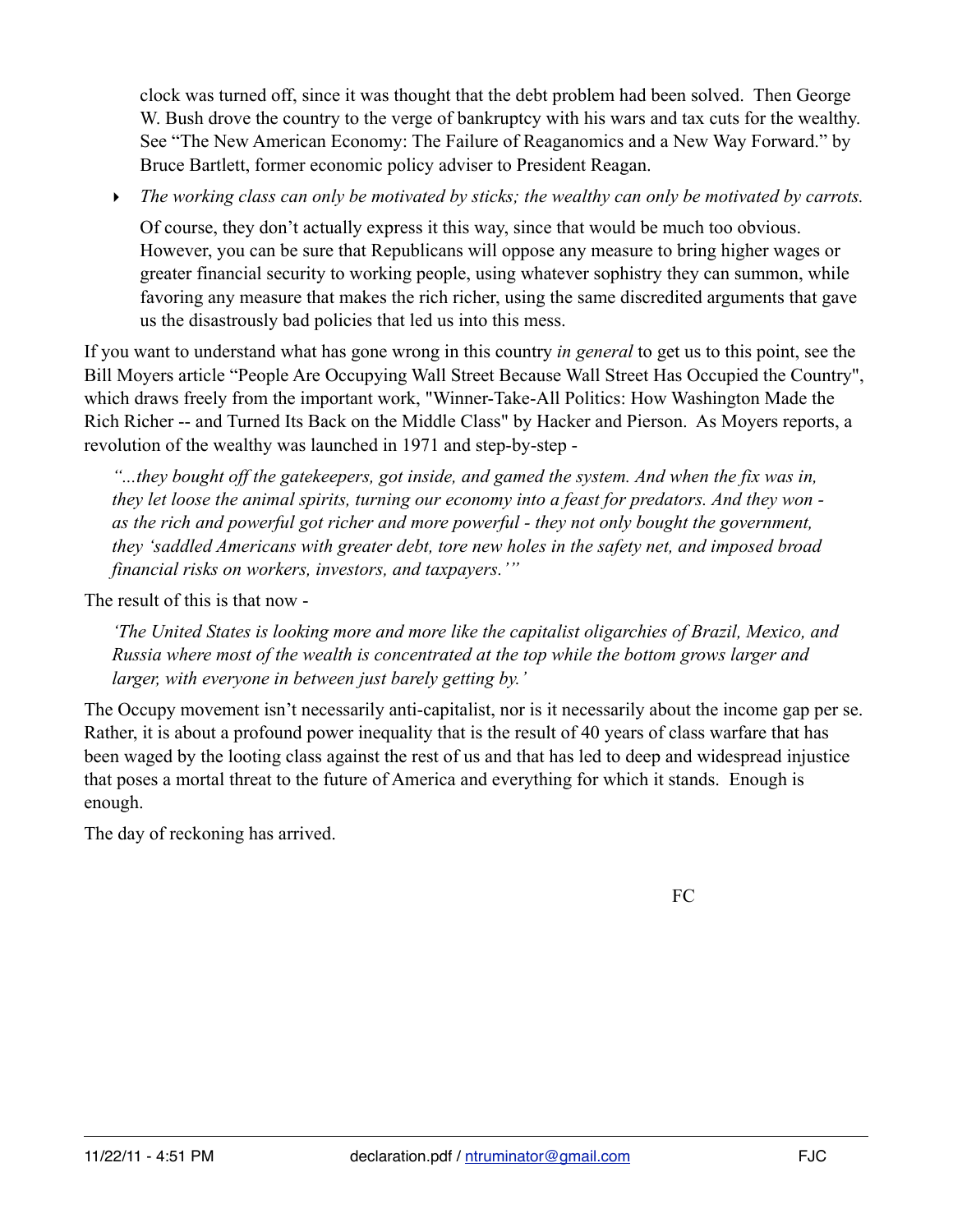clock was turned off, since it was thought that the debt problem had been solved.  Then George W. Bush drove the country to the verge of bankruptcy with his wars and tax cuts for the wealthy. See "The New American Economy: The Failure of Reaganomics and a New Way Forward." by Bruce Bartlett, former economic policy adviser to President Reagan.

- *The working class can only be motivated by sticks; the wealthy can only be motivated by carrots.*

  Of course, they don't actually express it this way, since that would be much too obvious. However, you can be sure that Republicans will oppose any measure to bring higher wages or greater financial security to working people, using whatever sophistry they can summon, while favoring any measure that makes the rich richer, using the same discredited arguments that gave us the disastrously bad policies that led us into this mess.

If you want to understand what has gone wrong in this country *in general* to get us to this point, see the Bill Moyers article "People Are Occupying Wall Street Because Wall Street Has Occupied the Country", which draws freely from the important work, "Winner-Take-All Politics: How Washington Made the Rich Richer -- and Turned Its Back on the Middle Class" by Hacker and Pierson.  As Moyers reports, a revolution of the wealthy was launched in 1971 and step-by-step -

> *"...they bought off the gatekeepers, got inside, and gamed the system. And when the fix was in, they let loose the animal spirits, turning our economy into a feast for predators. And they won - as the rich and powerful got richer and more powerful - they not only bought the government, they 'saddled Americans with greater debt, tore new holes in the safety net, and imposed broad financial risks on workers, investors, and taxpayers.'"*

The result of this is that now -

> *'The United States is looking more and more like the capitalist oligarchies of Brazil, Mexico, and Russia where most of the wealth is concentrated at the top while the bottom grows larger and larger, with everyone in between just barely getting by.'*

The Occupy movement isn't necessarily anti-capitalist, nor is it necessarily about the income gap per se. Rather, it is about a profound power inequality that is the result of 40 years of class warfare that has been waged by the looting class against the rest of us and that has led to deep and widespread injustice that poses a mortal threat to the future of America and everything for which it stands.  Enough is enough.

The day of reckoning has arrived.

FC